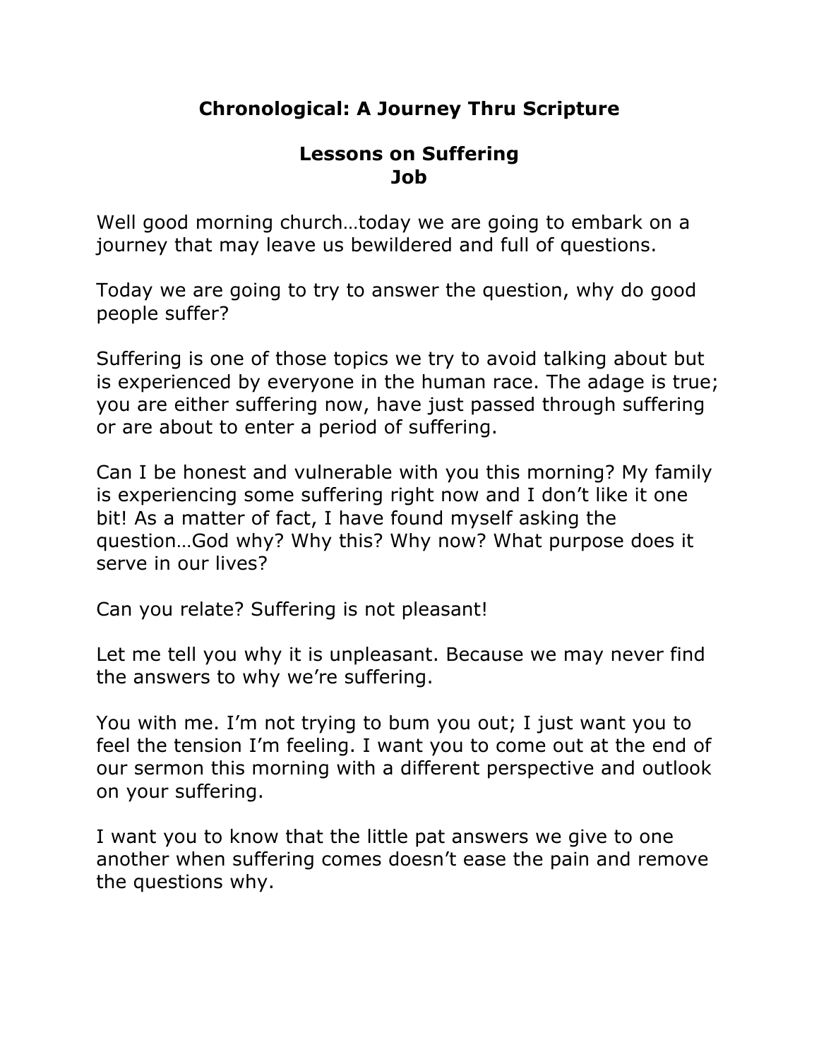# Chronological: A Journey Thru Scripture

## Lessons on Suffering
## Job

Well good morning church…today we are going to embark on a journey that may leave us bewildered and full of questions.

Today we are going to try to answer the question, why do good people suffer?

Suffering is one of those topics we try to avoid talking about but is experienced by everyone in the human race. The adage is true; you are either suffering now, have just passed through suffering or are about to enter a period of suffering.

Can I be honest and vulnerable with you this morning? My family is experiencing some suffering right now and I don't like it one bit! As a matter of fact, I have found myself asking the question…God why? Why this? Why now? What purpose does it serve in our lives?

Can you relate? Suffering is not pleasant!

Let me tell you why it is unpleasant. Because we may never find the answers to why we're suffering.

You with me. I'm not trying to bum you out; I just want you to feel the tension I'm feeling. I want you to come out at the end of our sermon this morning with a different perspective and outlook on your suffering.

I want you to know that the little pat answers we give to one another when suffering comes doesn't ease the pain and remove the questions why.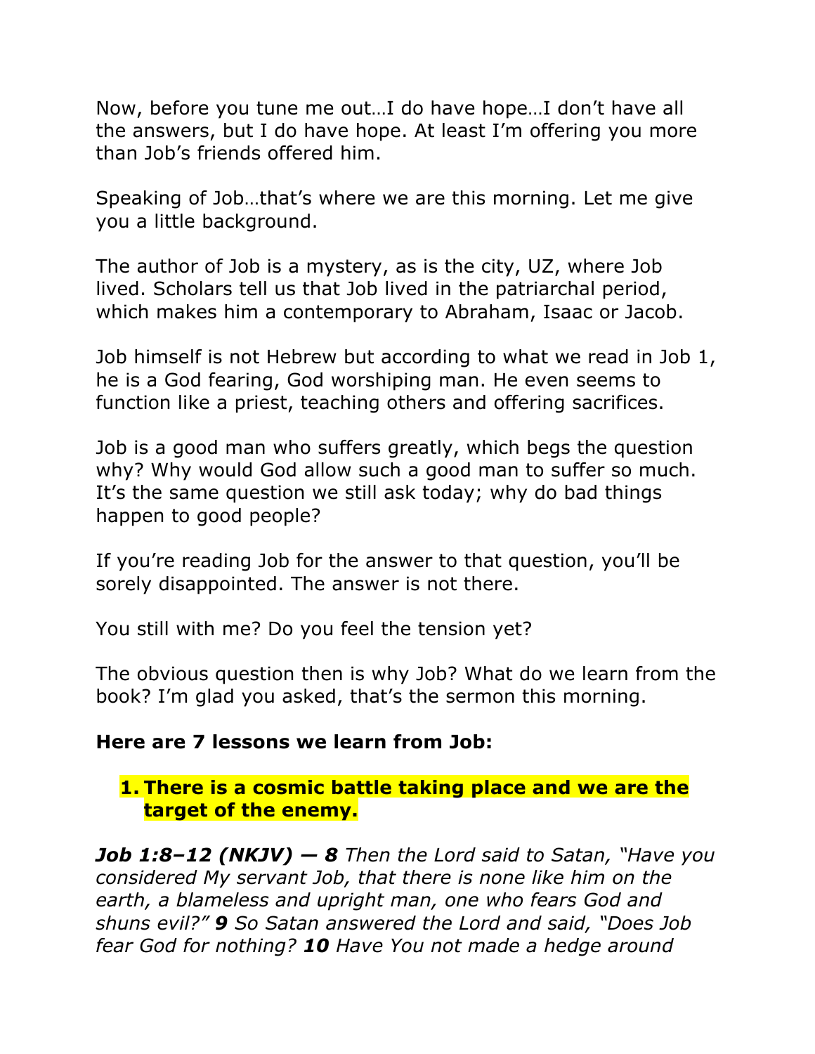Now, before you tune me out…I do have hope…I don't have all the answers, but I do have hope. At least I'm offering you more than Job's friends offered him.

Speaking of Job…that's where we are this morning. Let me give you a little background.

The author of Job is a mystery, as is the city, UZ, where Job lived. Scholars tell us that Job lived in the patriarchal period, which makes him a contemporary to Abraham, Isaac or Jacob.

Job himself is not Hebrew but according to what we read in Job 1, he is a God fearing, God worshiping man. He even seems to function like a priest, teaching others and offering sacrifices.

Job is a good man who suffers greatly, which begs the question why? Why would God allow such a good man to suffer so much. It's the same question we still ask today; why do bad things happen to good people?

If you're reading Job for the answer to that question, you'll be sorely disappointed. The answer is not there.

You still with me? Do you feel the tension yet?

The obvious question then is why Job? What do we learn from the book? I'm glad you asked, that's the sermon this morning.

**Here are 7 lessons we learn from Job:**

1. **There is a cosmic battle taking place and we are the target of the enemy.**

***Job 1:8–12 (NKJV) — 8*** *Then the Lord said to Satan, "Have you considered My servant Job, that there is none like him on the earth, a blameless and upright man, one who fears God and shuns evil?"* ***9*** *So Satan answered the Lord and said, "Does Job fear God for nothing?* ***10*** *Have You not made a hedge around*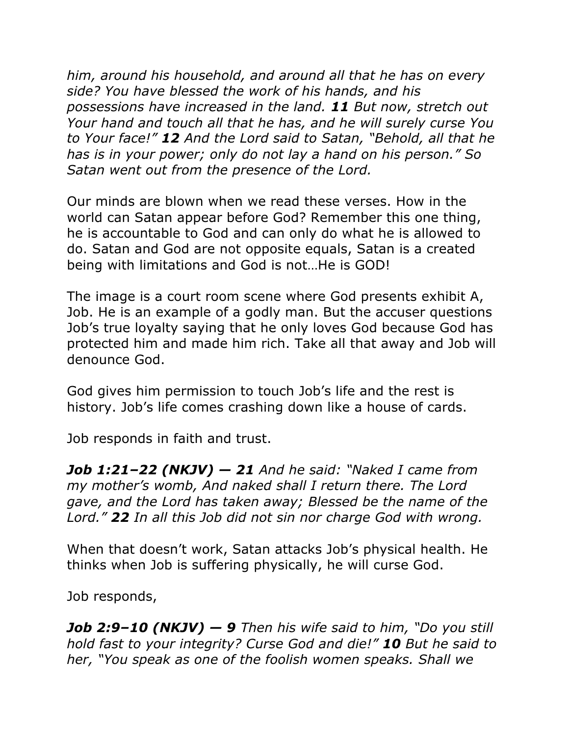*him, around his household, and around all that he has on every side? You have blessed the work of his hands, and his possessions have increased in the land.* ***11*** *But now, stretch out Your hand and touch all that he has, and he will surely curse You to Your face!”* ***12*** *And the Lord said to Satan, “Behold, all that he has is in your power; only do not lay a hand on his person.” So Satan went out from the presence of the Lord.*

Our minds are blown when we read these verses. How in the world can Satan appear before God? Remember this one thing, he is accountable to God and can only do what he is allowed to do. Satan and God are not opposite equals, Satan is a created being with limitations and God is not…He is GOD!

The image is a court room scene where God presents exhibit A, Job. He is an example of a godly man. But the accuser questions Job’s true loyalty saying that he only loves God because God has protected him and made him rich. Take all that away and Job will denounce God.

God gives him permission to touch Job’s life and the rest is history. Job’s life comes crashing down like a house of cards.

Job responds in faith and trust.

***Job 1:21–22 (NKJV) — 21*** *And he said: “Naked I came from my mother’s womb, And naked shall I return there. The Lord gave, and the Lord has taken away; Blessed be the name of the Lord.”* ***22*** *In all this Job did not sin nor charge God with wrong.*

When that doesn’t work, Satan attacks Job’s physical health. He thinks when Job is suffering physically, he will curse God.

Job responds,

***Job 2:9–10 (NKJV) — 9*** *Then his wife said to him, “Do you still hold fast to your integrity? Curse God and die!”* ***10*** *But he said to her, “You speak as one of the foolish women speaks. Shall we*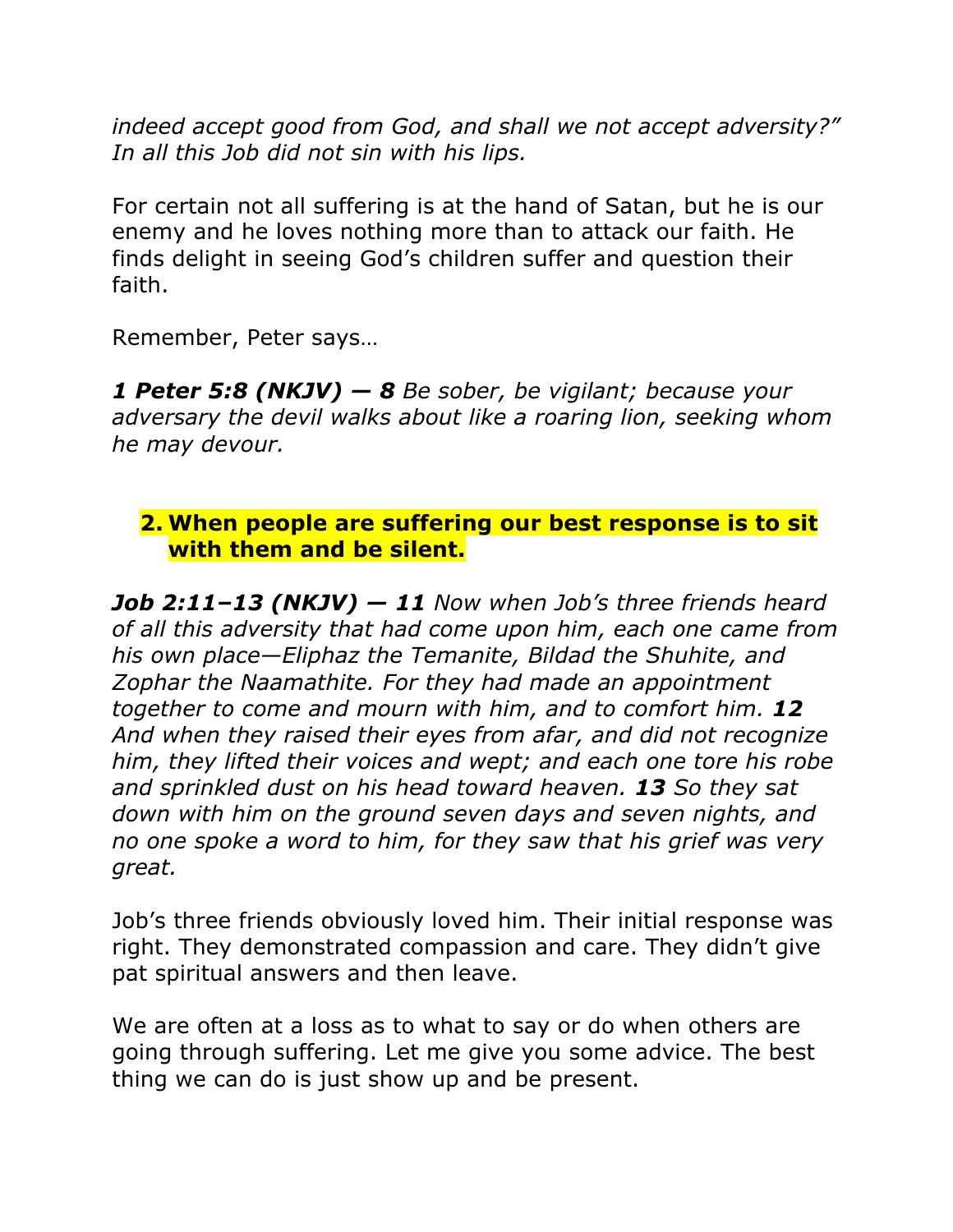*indeed accept good from God, and shall we not accept adversity?” In all this Job did not sin with his lips.*

For certain not all suffering is at the hand of Satan, but he is our enemy and he loves nothing more than to attack our faith. He finds delight in seeing God’s children suffer and question their faith.

Remember, Peter says…

***1 Peter 5:8 (NKJV) — 8*** *Be sober, be vigilant; because your adversary the devil walks about like a roaring lion, seeking whom he may devour.*

2. **When people are suffering our best response is to sit with them and be silent.**

***Job 2:11–13 (NKJV) — 11*** *Now when Job’s three friends heard of all this adversity that had come upon him, each one came from his own place—Eliphaz the Temanite, Bildad the Shuhite, and Zophar the Naamathite. For they had made an appointment together to come and mourn with him, and to comfort him.* ***12*** *And when they raised their eyes from afar, and did not recognize him, they lifted their voices and wept; and each one tore his robe and sprinkled dust on his head toward heaven.* ***13*** *So they sat down with him on the ground seven days and seven nights, and no one spoke a word to him, for they saw that his grief was very great.*

Job’s three friends obviously loved him. Their initial response was right. They demonstrated compassion and care. They didn’t give pat spiritual answers and then leave.

We are often at a loss as to what to say or do when others are going through suffering. Let me give you some advice. The best thing we can do is just show up and be present.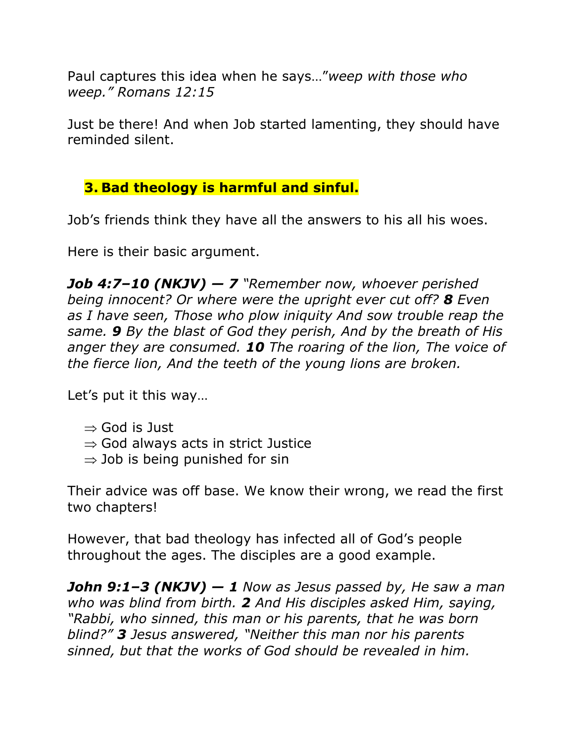Paul captures this idea when he says…"*weep with those who weep." Romans 12:15*

Just be there! And when Job started lamenting, they should have reminded silent.

## 3. Bad theology is harmful and sinful.

Job's friends think they have all the answers to his all his woes.

Here is their basic argument.

***Job 4:7–10 (NKJV) — 7*** *"Remember now, whoever perished being innocent? Or where were the upright ever cut off?* ***8*** *Even as I have seen, Those who plow iniquity And sow trouble reap the same.* ***9*** *By the blast of God they perish, And by the breath of His anger they are consumed.* ***10*** *The roaring of the lion, The voice of the fierce lion, And the teeth of the young lions are broken.*

Let's put it this way…

- ⇒ God is Just
- ⇒ God always acts in strict Justice
- ⇒ Job is being punished for sin

Their advice was off base. We know their wrong, we read the first two chapters!

However, that bad theology has infected all of God's people throughout the ages. The disciples are a good example.

***John 9:1–3 (NKJV) — 1*** *Now as Jesus passed by, He saw a man who was blind from birth.* ***2*** *And His disciples asked Him, saying, "Rabbi, who sinned, this man or his parents, that he was born blind?"* ***3*** *Jesus answered, "Neither this man nor his parents sinned, but that the works of God should be revealed in him.*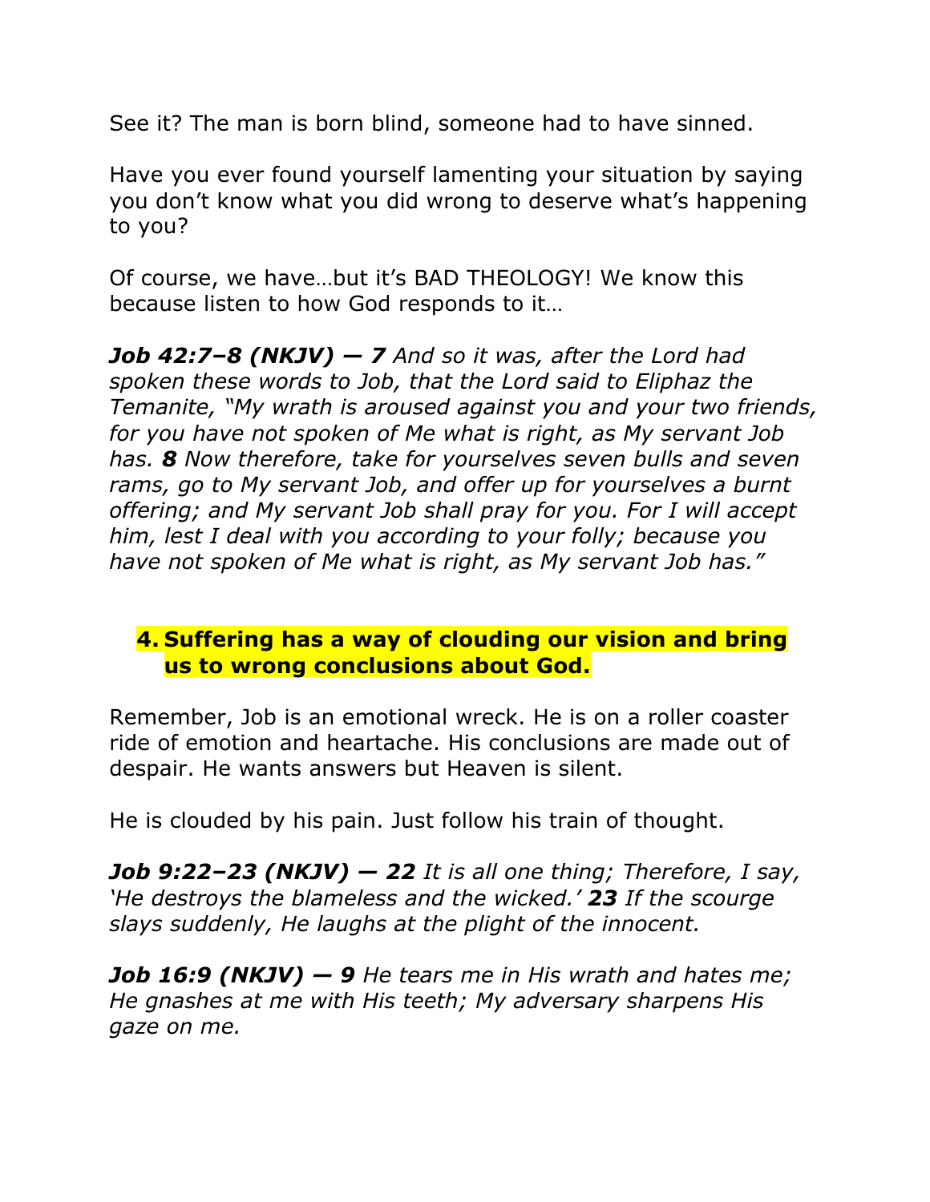See it? The man is born blind, someone had to have sinned.

Have you ever found yourself lamenting your situation by saying you don't know what you did wrong to deserve what's happening to you?

Of course, we have…but it's BAD THEOLOGY! We know this because listen to how God responds to it…

***Job 42:7–8 (NKJV) — 7*** *And so it was, after the Lord had spoken these words to Job, that the Lord said to Eliphaz the Temanite, "My wrath is aroused against you and your two friends, for you have not spoken of Me what is right, as My servant Job has.* ***8*** *Now therefore, take for yourselves seven bulls and seven rams, go to My servant Job, and offer up for yourselves a burnt offering; and My servant Job shall pray for you. For I will accept him, lest I deal with you according to your folly; because you have not spoken of Me what is right, as My servant Job has."*

4. **Suffering has a way of clouding our vision and bring us to wrong conclusions about God.**

Remember, Job is an emotional wreck. He is on a roller coaster ride of emotion and heartache. His conclusions are made out of despair. He wants answers but Heaven is silent.

He is clouded by his pain. Just follow his train of thought.

***Job 9:22–23 (NKJV) — 22*** *It is all one thing; Therefore, I say, 'He destroys the blameless and the wicked.'* ***23*** *If the scourge slays suddenly, He laughs at the plight of the innocent.*

***Job 16:9 (NKJV) — 9*** *He tears me in His wrath and hates me; He gnashes at me with His teeth; My adversary sharpens His gaze on me.*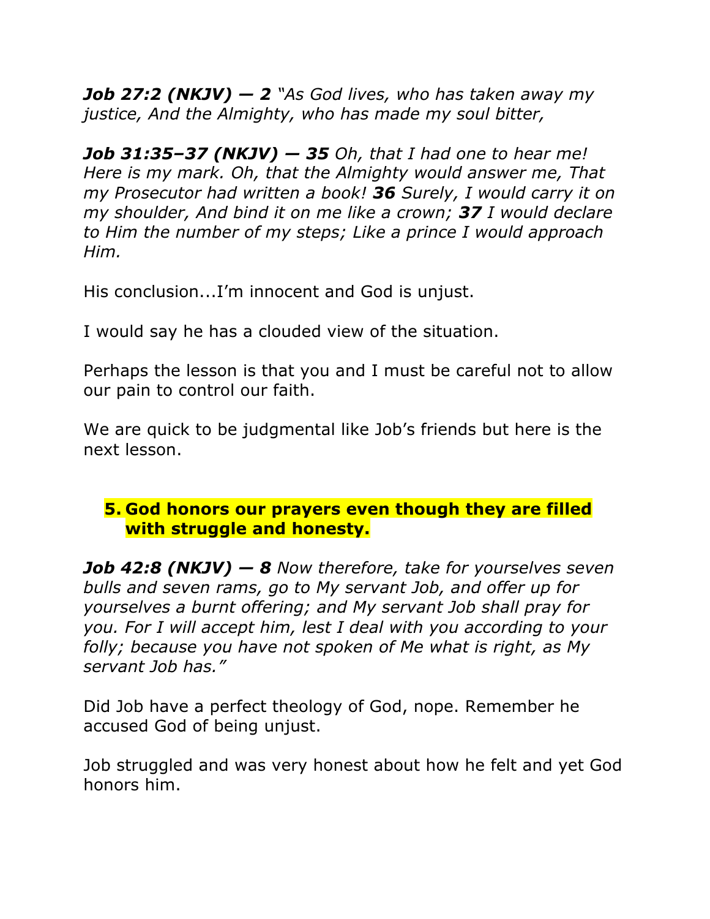***Job 27:2 (NKJV) — 2*** *"As God lives, who has taken away my justice, And the Almighty, who has made my soul bitter,*

***Job 31:35–37 (NKJV) — 35*** *Oh, that I had one to hear me! Here is my mark. Oh, that the Almighty would answer me, That my Prosecutor had written a book!* ***36*** *Surely, I would carry it on my shoulder, And bind it on me like a crown;* ***37*** *I would declare to Him the number of my steps; Like a prince I would approach Him.*

His conclusion...I'm innocent and God is unjust.

I would say he has a clouded view of the situation.

Perhaps the lesson is that you and I must be careful not to allow our pain to control our faith.

We are quick to be judgmental like Job's friends but here is the next lesson.

5. **God honors our prayers even though they are filled with struggle and honesty.**

***Job 42:8 (NKJV) — 8*** *Now therefore, take for yourselves seven bulls and seven rams, go to My servant Job, and offer up for yourselves a burnt offering; and My servant Job shall pray for you. For I will accept him, lest I deal with you according to your folly; because you have not spoken of Me what is right, as My servant Job has."*

Did Job have a perfect theology of God, nope. Remember he accused God of being unjust.

Job struggled and was very honest about how he felt and yet God honors him.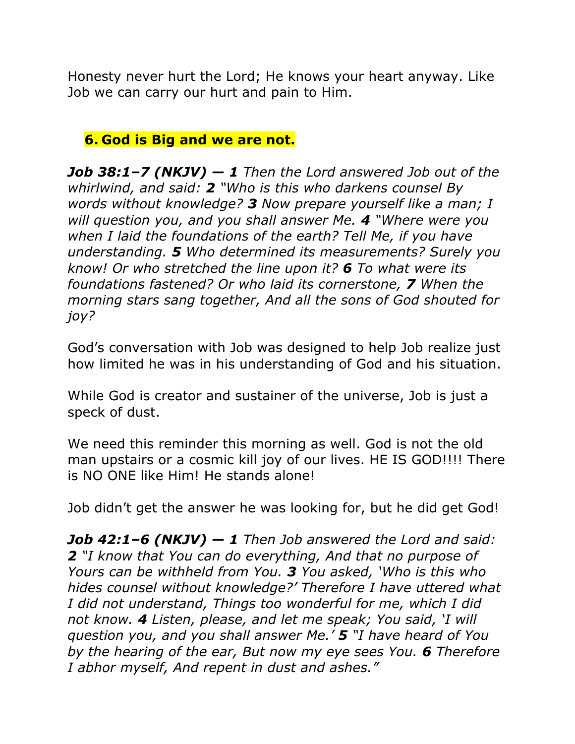Honesty never hurt the Lord; He knows your heart anyway. Like Job we can carry our hurt and pain to Him.

6. **God is Big and we are not.**

***Job 38:1–7 (NKJV) — 1*** *Then the Lord answered Job out of the whirlwind, and said:* ***2*** *"Who is this who darkens counsel By words without knowledge?* ***3*** *Now prepare yourself like a man; I will question you, and you shall answer Me.* ***4*** *"Where were you when I laid the foundations of the earth? Tell Me, if you have understanding.* ***5*** *Who determined its measurements? Surely you know! Or who stretched the line upon it?* ***6*** *To what were its foundations fastened? Or who laid its cornerstone,* ***7*** *When the morning stars sang together, And all the sons of God shouted for joy?*

God's conversation with Job was designed to help Job realize just how limited he was in his understanding of God and his situation.

While God is creator and sustainer of the universe, Job is just a speck of dust.

We need this reminder this morning as well. God is not the old man upstairs or a cosmic kill joy of our lives. HE IS GOD!!!! There is NO ONE like Him! He stands alone!

Job didn't get the answer he was looking for, but he did get God!

***Job 42:1–6 (NKJV) — 1*** *Then Job answered the Lord and said:* ***2*** *"I know that You can do everything, And that no purpose of Yours can be withheld from You.* ***3*** *You asked, 'Who is this who hides counsel without knowledge?' Therefore I have uttered what I did not understand, Things too wonderful for me, which I did not know.* ***4*** *Listen, please, and let me speak; You said, 'I will question you, and you shall answer Me.'* ***5*** *"I have heard of You by the hearing of the ear, But now my eye sees You.* ***6*** *Therefore I abhor myself, And repent in dust and ashes."*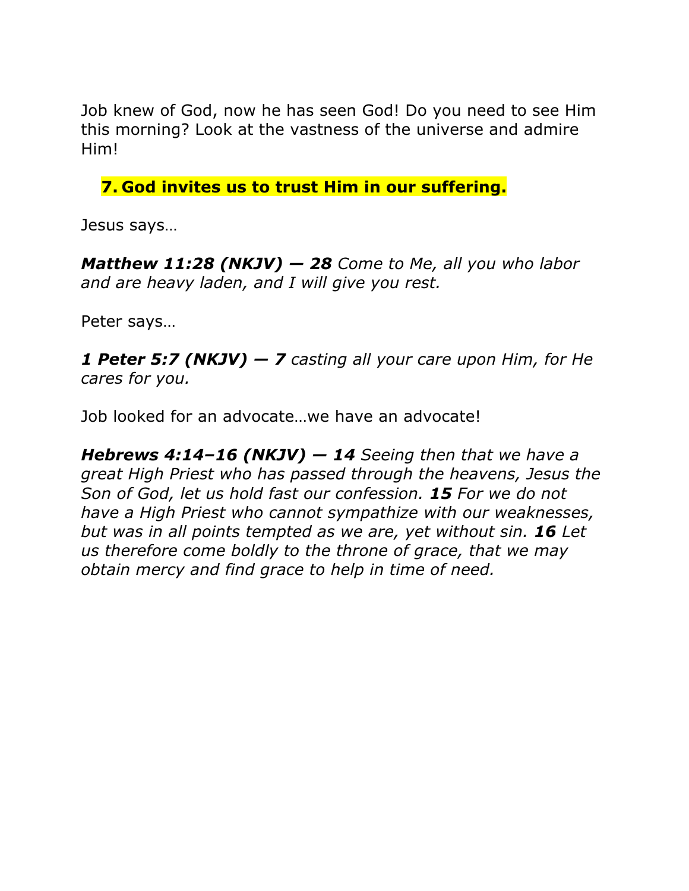Job knew of God, now he has seen God! Do you need to see Him this morning? Look at the vastness of the universe and admire Him!

7. **God invites us to trust Him in our suffering.**

Jesus says…

***Matthew 11:28 (NKJV) — 28*** *Come to Me, all you who labor and are heavy laden, and I will give you rest.*

Peter says…

***1 Peter 5:7 (NKJV) — 7*** *casting all your care upon Him, for He cares for you.*

Job looked for an advocate…we have an advocate!

***Hebrews 4:14–16 (NKJV) — 14*** *Seeing then that we have a great High Priest who has passed through the heavens, Jesus the Son of God, let us hold fast our confession.* ***15*** *For we do not have a High Priest who cannot sympathize with our weaknesses, but was in all points tempted as we are, yet without sin.* ***16*** *Let us therefore come boldly to the throne of grace, that we may obtain mercy and find grace to help in time of need.*